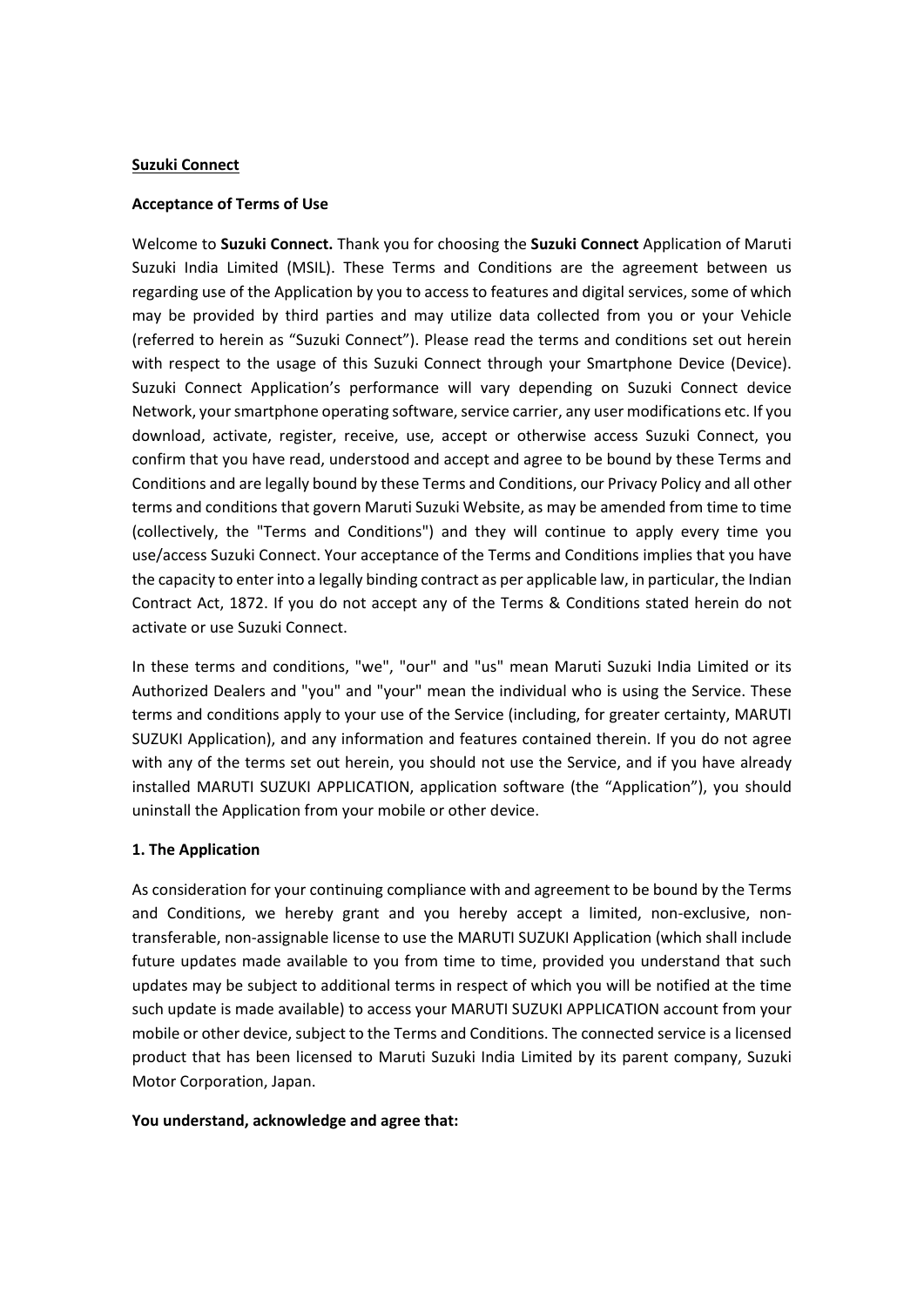**Suzuki Connect**

**Acceptance of Terms of Use**

Welcome to **Suzuki Connect.** Thank you for choosing the **Suzuki Connect** Application of Maruti Suzuki India Limited (MSIL). These Terms and Conditions are the agreement between us regarding use of the Application by you to access to features and digital services, some of which may be provided by third parties and may utilize data collected from you or your Vehicle (referred to herein as "Suzuki Connect"). Please read the terms and conditions set out herein with respect to the usage of this Suzuki Connect through your Smartphone Device (Device). Suzuki Connect Application's performance will vary depending on Suzuki Connect device Network, your smartphone operating software, service carrier, any user modifications etc. If you download, activate, register, receive, use, accept or otherwise access Suzuki Connect, you confirm that you have read, understood and accept and agree to be bound by these Terms and Conditions and are legally bound by these Terms and Conditions, our Privacy Policy and all other terms and conditions that govern Maruti Suzuki Website, as may be amended from time to time (collectively, the "Terms and Conditions") and they will continue to apply every time you use/access Suzuki Connect. Your acceptance of the Terms and Conditions implies that you have the capacity to enter into a legally binding contract as per applicable law, in particular, the Indian Contract Act, 1872. If you do not accept any of the Terms & Conditions stated herein do not activate or use Suzuki Connect.

In these terms and conditions, "we", "our" and "us" mean Maruti Suzuki India Limited or its Authorized Dealers and "you" and "your" mean the individual who is using the Service. These terms and conditions apply to your use of the Service (including, for greater certainty, MARUTI SUZUKI Application), and any information and features contained therein. If you do not agree with any of the terms set out herein, you should not use the Service, and if you have already installed MARUTI SUZUKI APPLICATION, application software (the "Application"), you should uninstall the Application from your mobile or other device.

**1. The Application**

As consideration for your continuing compliance with and agreement to be bound by the Terms and Conditions, we hereby grant and you hereby accept a limited, non-exclusive, non-transferable, non-assignable license to use the MARUTI SUZUKI Application (which shall include future updates made available to you from time to time, provided you understand that such updates may be subject to additional terms in respect of which you will be notified at the time such update is made available) to access your MARUTI SUZUKI APPLICATION account from your mobile or other device, subject to the Terms and Conditions. The connected service is a licensed product that has been licensed to Maruti Suzuki India Limited by its parent company, Suzuki Motor Corporation, Japan.

**You understand, acknowledge and agree that:**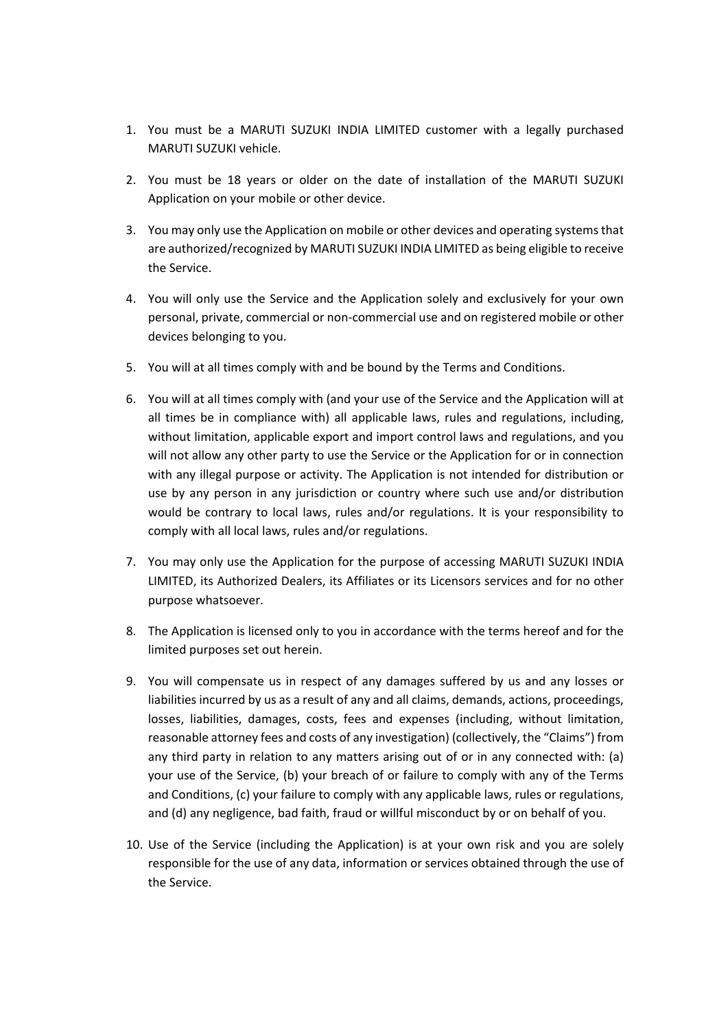1. You must be a MARUTI SUZUKI INDIA LIMITED customer with a legally purchased MARUTI SUZUKI vehicle.

2. You must be 18 years or older on the date of installation of the MARUTI SUZUKI Application on your mobile or other device.

3. You may only use the Application on mobile or other devices and operating systems that are authorized/recognized by MARUTI SUZUKI INDIA LIMITED as being eligible to receive the Service.

4. You will only use the Service and the Application solely and exclusively for your own personal, private, commercial or non-commercial use and on registered mobile or other devices belonging to you.

5. You will at all times comply with and be bound by the Terms and Conditions.

6. You will at all times comply with (and your use of the Service and the Application will at all times be in compliance with) all applicable laws, rules and regulations, including, without limitation, applicable export and import control laws and regulations, and you will not allow any other party to use the Service or the Application for or in connection with any illegal purpose or activity. The Application is not intended for distribution or use by any person in any jurisdiction or country where such use and/or distribution would be contrary to local laws, rules and/or regulations. It is your responsibility to comply with all local laws, rules and/or regulations.

7. You may only use the Application for the purpose of accessing MARUTI SUZUKI INDIA LIMITED, its Authorized Dealers, its Affiliates or its Licensors services and for no other purpose whatsoever.

8. The Application is licensed only to you in accordance with the terms hereof and for the limited purposes set out herein.

9. You will compensate us in respect of any damages suffered by us and any losses or liabilities incurred by us as a result of any and all claims, demands, actions, proceedings, losses, liabilities, damages, costs, fees and expenses (including, without limitation, reasonable attorney fees and costs of any investigation) (collectively, the "Claims") from any third party in relation to any matters arising out of or in any connected with: (a) your use of the Service, (b) your breach of or failure to comply with any of the Terms and Conditions, (c) your failure to comply with any applicable laws, rules or regulations, and (d) any negligence, bad faith, fraud or willful misconduct by or on behalf of you.

10. Use of the Service (including the Application) is at your own risk and you are solely responsible for the use of any data, information or services obtained through the use of the Service.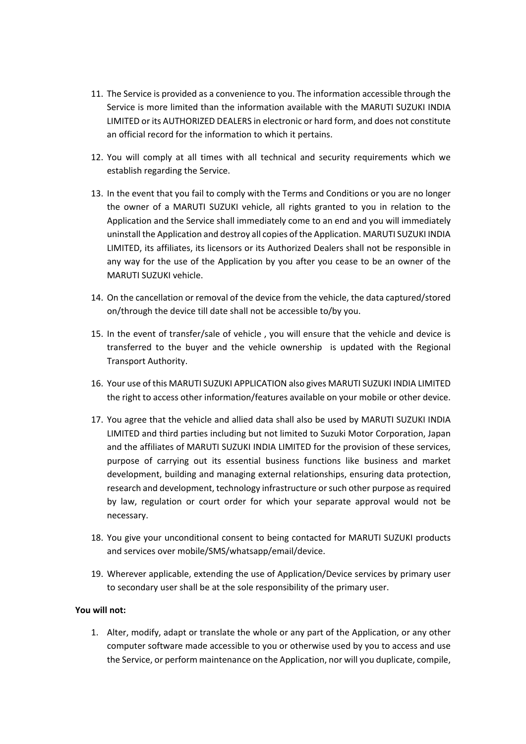11. The Service is provided as a convenience to you. The information accessible through the Service is more limited than the information available with the MARUTI SUZUKI INDIA LIMITED or its AUTHORIZED DEALERS in electronic or hard form, and does not constitute an official record for the information to which it pertains.

12. You will comply at all times with all technical and security requirements which we establish regarding the Service.

13. In the event that you fail to comply with the Terms and Conditions or you are no longer the owner of a MARUTI SUZUKI vehicle, all rights granted to you in relation to the Application and the Service shall immediately come to an end and you will immediately uninstall the Application and destroy all copies of the Application. MARUTI SUZUKI INDIA LIMITED, its affiliates, its licensors or its Authorized Dealers shall not be responsible in any way for the use of the Application by you after you cease to be an owner of the MARUTI SUZUKI vehicle.

14. On the cancellation or removal of the device from the vehicle, the data captured/stored on/through the device till date shall not be accessible to/by you.

15. In the event of transfer/sale of vehicle , you will ensure that the vehicle and device is transferred to the buyer and the vehicle ownership is updated with the Regional Transport Authority.

16. Your use of this MARUTI SUZUKI APPLICATION also gives MARUTI SUZUKI INDIA LIMITED the right to access other information/features available on your mobile or other device.

17. You agree that the vehicle and allied data shall also be used by MARUTI SUZUKI INDIA LIMITED and third parties including but not limited to Suzuki Motor Corporation, Japan and the affiliates of MARUTI SUZUKI INDIA LIMITED for the provision of these services, purpose of carrying out its essential business functions like business and market development, building and managing external relationships, ensuring data protection, research and development, technology infrastructure or such other purpose as required by law, regulation or court order for which your separate approval would not be necessary.

18. You give your unconditional consent to being contacted for MARUTI SUZUKI products and services over mobile/SMS/whatsapp/email/device.

19. Wherever applicable, extending the use of Application/Device services by primary user to secondary user shall be at the sole responsibility of the primary user.

**You will not:**

1. Alter, modify, adapt or translate the whole or any part of the Application, or any other computer software made accessible to you or otherwise used by you to access and use the Service, or perform maintenance on the Application, nor will you duplicate, compile,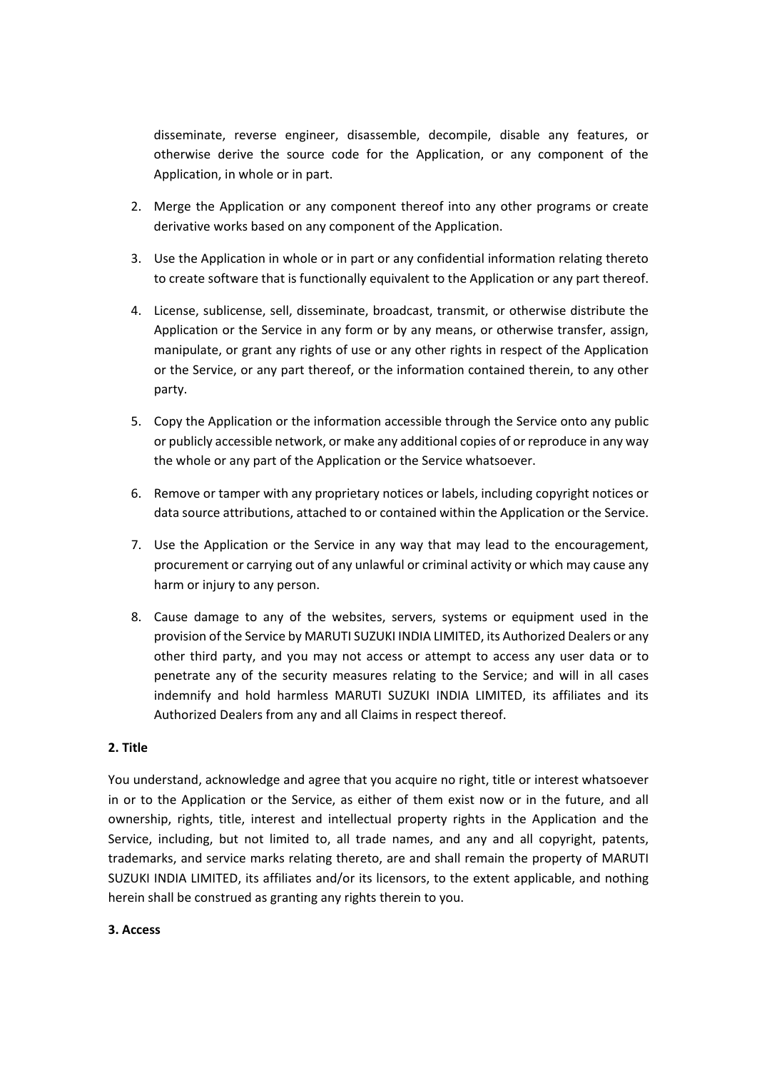disseminate, reverse engineer, disassemble, decompile, disable any features, or otherwise derive the source code for the Application, or any component of the Application, in whole or in part.

2. Merge the Application or any component thereof into any other programs or create derivative works based on any component of the Application.

3. Use the Application in whole or in part or any confidential information relating thereto to create software that is functionally equivalent to the Application or any part thereof.

4. License, sublicense, sell, disseminate, broadcast, transmit, or otherwise distribute the Application or the Service in any form or by any means, or otherwise transfer, assign, manipulate, or grant any rights of use or any other rights in respect of the Application or the Service, or any part thereof, or the information contained therein, to any other party.

5. Copy the Application or the information accessible through the Service onto any public or publicly accessible network, or make any additional copies of or reproduce in any way the whole or any part of the Application or the Service whatsoever.

6. Remove or tamper with any proprietary notices or labels, including copyright notices or data source attributions, attached to or contained within the Application or the Service.

7. Use the Application or the Service in any way that may lead to the encouragement, procurement or carrying out of any unlawful or criminal activity or which may cause any harm or injury to any person.

8. Cause damage to any of the websites, servers, systems or equipment used in the provision of the Service by MARUTI SUZUKI INDIA LIMITED, its Authorized Dealers or any other third party, and you may not access or attempt to access any user data or to penetrate any of the security measures relating to the Service; and will in all cases indemnify and hold harmless MARUTI SUZUKI INDIA LIMITED, its affiliates and its Authorized Dealers from any and all Claims in respect thereof.

**2. Title**

You understand, acknowledge and agree that you acquire no right, title or interest whatsoever in or to the Application or the Service, as either of them exist now or in the future, and all ownership, rights, title, interest and intellectual property rights in the Application and the Service, including, but not limited to, all trade names, and any and all copyright, patents, trademarks, and service marks relating thereto, are and shall remain the property of MARUTI SUZUKI INDIA LIMITED, its affiliates and/or its licensors, to the extent applicable, and nothing herein shall be construed as granting any rights therein to you.

**3. Access**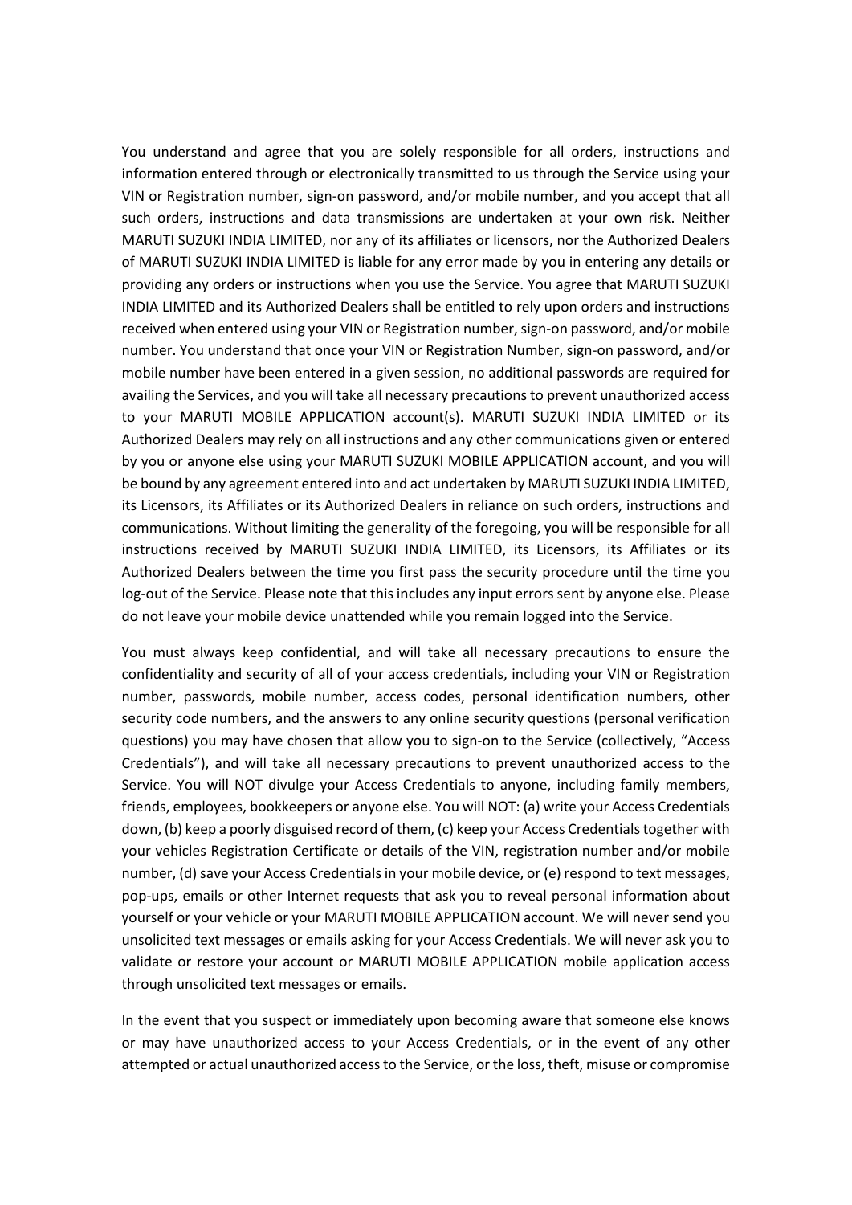You understand and agree that you are solely responsible for all orders, instructions and information entered through or electronically transmitted to us through the Service using your VIN or Registration number, sign-on password, and/or mobile number, and you accept that all such orders, instructions and data transmissions are undertaken at your own risk. Neither MARUTI SUZUKI INDIA LIMITED, nor any of its affiliates or licensors, nor the Authorized Dealers of MARUTI SUZUKI INDIA LIMITED is liable for any error made by you in entering any details or providing any orders or instructions when you use the Service. You agree that MARUTI SUZUKI INDIA LIMITED and its Authorized Dealers shall be entitled to rely upon orders and instructions received when entered using your VIN or Registration number, sign-on password, and/or mobile number. You understand that once your VIN or Registration Number, sign-on password, and/or mobile number have been entered in a given session, no additional passwords are required for availing the Services, and you will take all necessary precautions to prevent unauthorized access to your MARUTI MOBILE APPLICATION account(s). MARUTI SUZUKI INDIA LIMITED or its Authorized Dealers may rely on all instructions and any other communications given or entered by you or anyone else using your MARUTI SUZUKI MOBILE APPLICATION account, and you will be bound by any agreement entered into and act undertaken by MARUTI SUZUKI INDIA LIMITED, its Licensors, its Affiliates or its Authorized Dealers in reliance on such orders, instructions and communications. Without limiting the generality of the foregoing, you will be responsible for all instructions received by MARUTI SUZUKI INDIA LIMITED, its Licensors, its Affiliates or its Authorized Dealers between the time you first pass the security procedure until the time you log-out of the Service. Please note that this includes any input errors sent by anyone else. Please do not leave your mobile device unattended while you remain logged into the Service.

You must always keep confidential, and will take all necessary precautions to ensure the confidentiality and security of all of your access credentials, including your VIN or Registration number, passwords, mobile number, access codes, personal identification numbers, other security code numbers, and the answers to any online security questions (personal verification questions) you may have chosen that allow you to sign-on to the Service (collectively, "Access Credentials"), and will take all necessary precautions to prevent unauthorized access to the Service. You will NOT divulge your Access Credentials to anyone, including family members, friends, employees, bookkeepers or anyone else. You will NOT: (a) write your Access Credentials down, (b) keep a poorly disguised record of them, (c) keep your Access Credentials together with your vehicles Registration Certificate or details of the VIN, registration number and/or mobile number, (d) save your Access Credentials in your mobile device, or (e) respond to text messages, pop-ups, emails or other Internet requests that ask you to reveal personal information about yourself or your vehicle or your MARUTI MOBILE APPLICATION account. We will never send you unsolicited text messages or emails asking for your Access Credentials. We will never ask you to validate or restore your account or MARUTI MOBILE APPLICATION mobile application access through unsolicited text messages or emails.

In the event that you suspect or immediately upon becoming aware that someone else knows or may have unauthorized access to your Access Credentials, or in the event of any other attempted or actual unauthorized access to the Service, or the loss, theft, misuse or compromise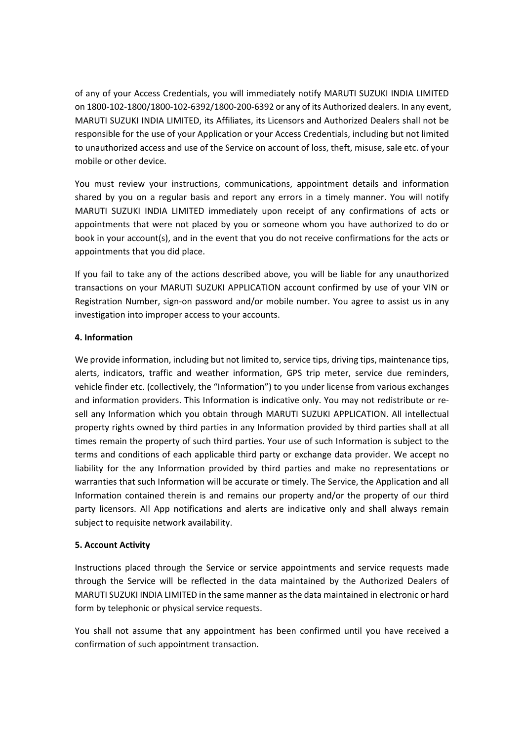of any of your Access Credentials, you will immediately notify MARUTI SUZUKI INDIA LIMITED on 1800-102-1800/1800-102-6392/1800-200-6392 or any of its Authorized dealers. In any event, MARUTI SUZUKI INDIA LIMITED, its Affiliates, its Licensors and Authorized Dealers shall not be responsible for the use of your Application or your Access Credentials, including but not limited to unauthorized access and use of the Service on account of loss, theft, misuse, sale etc. of your mobile or other device.

You must review your instructions, communications, appointment details and information shared by you on a regular basis and report any errors in a timely manner. You will notify MARUTI SUZUKI INDIA LIMITED immediately upon receipt of any confirmations of acts or appointments that were not placed by you or someone whom you have authorized to do or book in your account(s), and in the event that you do not receive confirmations for the acts or appointments that you did place.

If you fail to take any of the actions described above, you will be liable for any unauthorized transactions on your MARUTI SUZUKI APPLICATION account confirmed by use of your VIN or Registration Number, sign-on password and/or mobile number. You agree to assist us in any investigation into improper access to your accounts.

**4. Information**

We provide information, including but not limited to, service tips, driving tips, maintenance tips, alerts, indicators, traffic and weather information, GPS trip meter, service due reminders, vehicle finder etc. (collectively, the "Information") to you under license from various exchanges and information providers. This Information is indicative only. You may not redistribute or re-sell any Information which you obtain through MARUTI SUZUKI APPLICATION. All intellectual property rights owned by third parties in any Information provided by third parties shall at all times remain the property of such third parties. Your use of such Information is subject to the terms and conditions of each applicable third party or exchange data provider. We accept no liability for the any Information provided by third parties and make no representations or warranties that such Information will be accurate or timely. The Service, the Application and all Information contained therein is and remains our property and/or the property of our third party licensors. All App notifications and alerts are indicative only and shall always remain subject to requisite network availability.

**5. Account Activity**

Instructions placed through the Service or service appointments and service requests made through the Service will be reflected in the data maintained by the Authorized Dealers of MARUTI SUZUKI INDIA LIMITED in the same manner as the data maintained in electronic or hard form by telephonic or physical service requests.

You shall not assume that any appointment has been confirmed until you have received a confirmation of such appointment transaction.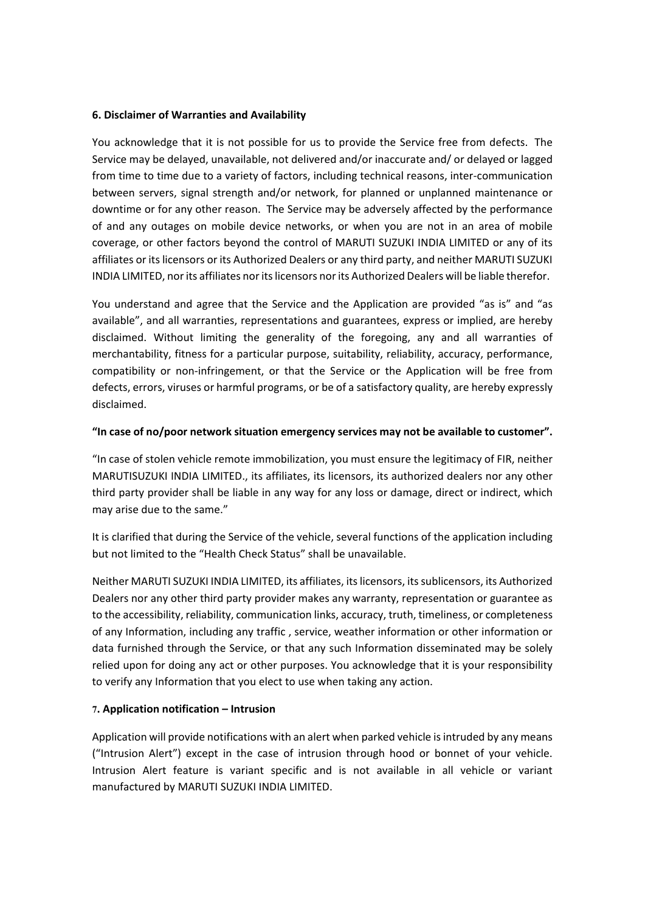### 6. Disclaimer of Warranties and Availability

You acknowledge that it is not possible for us to provide the Service free from defects. The Service may be delayed, unavailable, not delivered and/or inaccurate and/ or delayed or lagged from time to time due to a variety of factors, including technical reasons, inter-communication between servers, signal strength and/or network, for planned or unplanned maintenance or downtime or for any other reason. The Service may be adversely affected by the performance of and any outages on mobile device networks, or when you are not in an area of mobile coverage, or other factors beyond the control of MARUTI SUZUKI INDIA LIMITED or any of its affiliates or its licensors or its Authorized Dealers or any third party, and neither MARUTI SUZUKI INDIA LIMITED, nor its affiliates nor its licensors nor its Authorized Dealers will be liable therefor.

You understand and agree that the Service and the Application are provided "as is" and "as available", and all warranties, representations and guarantees, express or implied, are hereby disclaimed. Without limiting the generality of the foregoing, any and all warranties of merchantability, fitness for a particular purpose, suitability, reliability, accuracy, performance, compatibility or non-infringement, or that the Service or the Application will be free from defects, errors, viruses or harmful programs, or be of a satisfactory quality, are hereby expressly disclaimed.

**"In case of no/poor network situation emergency services may not be available to customer".**

"In case of stolen vehicle remote immobilization, you must ensure the legitimacy of FIR, neither MARUTISUZUKI INDIA LIMITED., its affiliates, its licensors, its authorized dealers nor any other third party provider shall be liable in any way for any loss or damage, direct or indirect, which may arise due to the same."

It is clarified that during the Service of the vehicle, several functions of the application including but not limited to the "Health Check Status" shall be unavailable.

Neither MARUTI SUZUKI INDIA LIMITED, its affiliates, its licensors, its sublicensors, its Authorized Dealers nor any other third party provider makes any warranty, representation or guarantee as to the accessibility, reliability, communication links, accuracy, truth, timeliness, or completeness of any Information, including any traffic , service, weather information or other information or data furnished through the Service, or that any such Information disseminated may be solely relied upon for doing any act or other purposes. You acknowledge that it is your responsibility to verify any Information that you elect to use when taking any action.

### 7. Application notification – Intrusion

Application will provide notifications with an alert when parked vehicle is intruded by any means ("Intrusion Alert") except in the case of intrusion through hood or bonnet of your vehicle. Intrusion Alert feature is variant specific and is not available in all vehicle or variant manufactured by MARUTI SUZUKI INDIA LIMITED.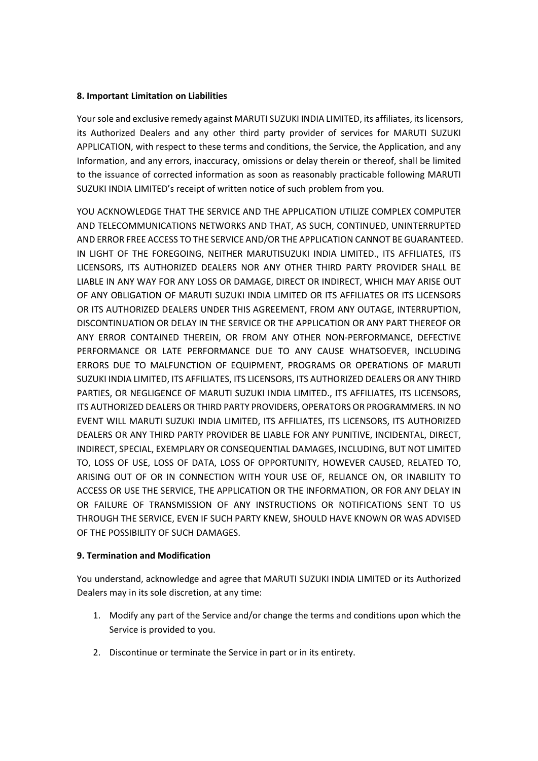**8. Important Limitation on Liabilities**

Your sole and exclusive remedy against MARUTI SUZUKI INDIA LIMITED, its affiliates, its licensors, its Authorized Dealers and any other third party provider of services for MARUTI SUZUKI APPLICATION, with respect to these terms and conditions, the Service, the Application, and any Information, and any errors, inaccuracy, omissions or delay therein or thereof, shall be limited to the issuance of corrected information as soon as reasonably practicable following MARUTI SUZUKI INDIA LIMITED's receipt of written notice of such problem from you.

YOU ACKNOWLEDGE THAT THE SERVICE AND THE APPLICATION UTILIZE COMPLEX COMPUTER AND TELECOMMUNICATIONS NETWORKS AND THAT, AS SUCH, CONTINUED, UNINTERRUPTED AND ERROR FREE ACCESS TO THE SERVICE AND/OR THE APPLICATION CANNOT BE GUARANTEED. IN LIGHT OF THE FOREGOING, NEITHER MARUTISUZUKI INDIA LIMITED., ITS AFFILIATES, ITS LICENSORS, ITS AUTHORIZED DEALERS NOR ANY OTHER THIRD PARTY PROVIDER SHALL BE LIABLE IN ANY WAY FOR ANY LOSS OR DAMAGE, DIRECT OR INDIRECT, WHICH MAY ARISE OUT OF ANY OBLIGATION OF MARUTI SUZUKI INDIA LIMITED OR ITS AFFILIATES OR ITS LICENSORS OR ITS AUTHORIZED DEALERS UNDER THIS AGREEMENT, FROM ANY OUTAGE, INTERRUPTION, DISCONTINUATION OR DELAY IN THE SERVICE OR THE APPLICATION OR ANY PART THEREOF OR ANY ERROR CONTAINED THEREIN, OR FROM ANY OTHER NON-PERFORMANCE, DEFECTIVE PERFORMANCE OR LATE PERFORMANCE DUE TO ANY CAUSE WHATSOEVER, INCLUDING ERRORS DUE TO MALFUNCTION OF EQUIPMENT, PROGRAMS OR OPERATIONS OF MARUTI SUZUKI INDIA LIMITED, ITS AFFILIATES, ITS LICENSORS, ITS AUTHORIZED DEALERS OR ANY THIRD PARTIES, OR NEGLIGENCE OF MARUTI SUZUKI INDIA LIMITED., ITS AFFILIATES, ITS LICENSORS, ITS AUTHORIZED DEALERS OR THIRD PARTY PROVIDERS, OPERATORS OR PROGRAMMERS. IN NO EVENT WILL MARUTI SUZUKI INDIA LIMITED, ITS AFFILIATES, ITS LICENSORS, ITS AUTHORIZED DEALERS OR ANY THIRD PARTY PROVIDER BE LIABLE FOR ANY PUNITIVE, INCIDENTAL, DIRECT, INDIRECT, SPECIAL, EXEMPLARY OR CONSEQUENTIAL DAMAGES, INCLUDING, BUT NOT LIMITED TO, LOSS OF USE, LOSS OF DATA, LOSS OF OPPORTUNITY, HOWEVER CAUSED, RELATED TO, ARISING OUT OF OR IN CONNECTION WITH YOUR USE OF, RELIANCE ON, OR INABILITY TO ACCESS OR USE THE SERVICE, THE APPLICATION OR THE INFORMATION, OR FOR ANY DELAY IN OR FAILURE OF TRANSMISSION OF ANY INSTRUCTIONS OR NOTIFICATIONS SENT TO US THROUGH THE SERVICE, EVEN IF SUCH PARTY KNEW, SHOULD HAVE KNOWN OR WAS ADVISED OF THE POSSIBILITY OF SUCH DAMAGES.

**9. Termination and Modification**

You understand, acknowledge and agree that MARUTI SUZUKI INDIA LIMITED or its Authorized Dealers may in its sole discretion, at any time:

1. Modify any part of the Service and/or change the terms and conditions upon which the Service is provided to you.
2. Discontinue or terminate the Service in part or in its entirety.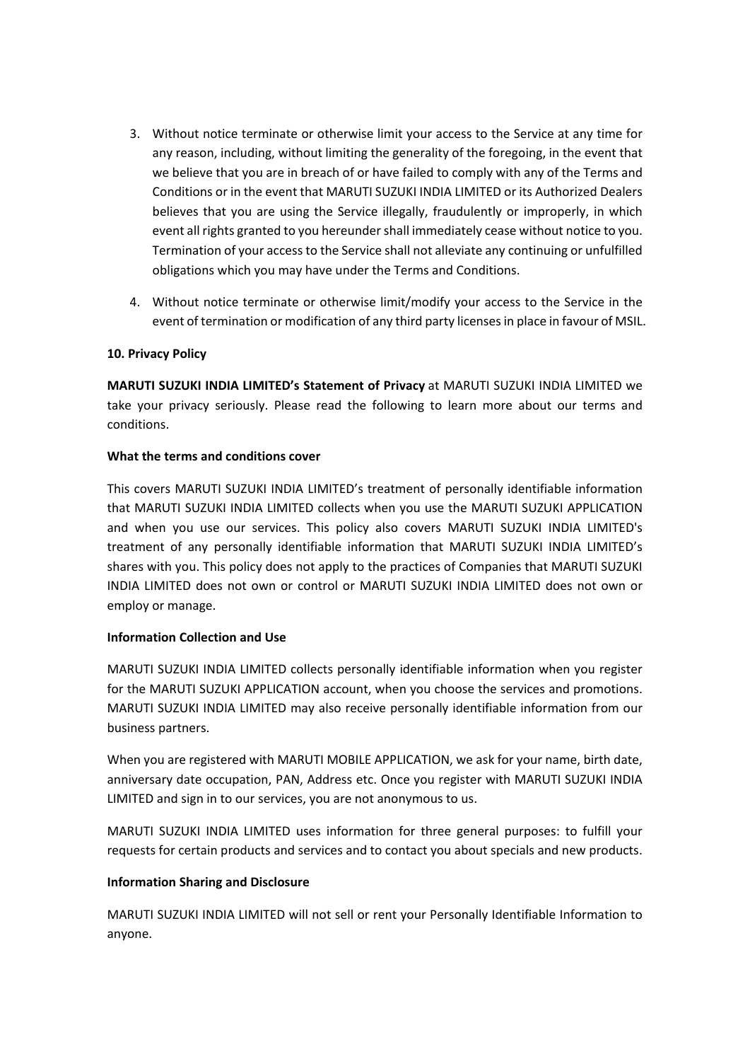3. Without notice terminate or otherwise limit your access to the Service at any time for any reason, including, without limiting the generality of the foregoing, in the event that we believe that you are in breach of or have failed to comply with any of the Terms and Conditions or in the event that MARUTI SUZUKI INDIA LIMITED or its Authorized Dealers believes that you are using the Service illegally, fraudulently or improperly, in which event all rights granted to you hereunder shall immediately cease without notice to you. Termination of your access to the Service shall not alleviate any continuing or unfulfilled obligations which you may have under the Terms and Conditions.

4. Without notice terminate or otherwise limit/modify your access to the Service in the event of termination or modification of any third party licenses in place in favour of MSIL.

**10. Privacy Policy**

**MARUTI SUZUKI INDIA LIMITED's Statement of Privacy** at MARUTI SUZUKI INDIA LIMITED we take your privacy seriously. Please read the following to learn more about our terms and conditions.

**What the terms and conditions cover**

This covers MARUTI SUZUKI INDIA LIMITED's treatment of personally identifiable information that MARUTI SUZUKI INDIA LIMITED collects when you use the MARUTI SUZUKI APPLICATION and when you use our services. This policy also covers MARUTI SUZUKI INDIA LIMITED's treatment of any personally identifiable information that MARUTI SUZUKI INDIA LIMITED's shares with you. This policy does not apply to the practices of Companies that MARUTI SUZUKI INDIA LIMITED does not own or control or MARUTI SUZUKI INDIA LIMITED does not own or employ or manage.

**Information Collection and Use**

MARUTI SUZUKI INDIA LIMITED collects personally identifiable information when you register for the MARUTI SUZUKI APPLICATION account, when you choose the services and promotions. MARUTI SUZUKI INDIA LIMITED may also receive personally identifiable information from our business partners.

When you are registered with MARUTI MOBILE APPLICATION, we ask for your name, birth date, anniversary date occupation, PAN, Address etc. Once you register with MARUTI SUZUKI INDIA LIMITED and sign in to our services, you are not anonymous to us.

MARUTI SUZUKI INDIA LIMITED uses information for three general purposes: to fulfill your requests for certain products and services and to contact you about specials and new products.

**Information Sharing and Disclosure**

MARUTI SUZUKI INDIA LIMITED will not sell or rent your Personally Identifiable Information to anyone.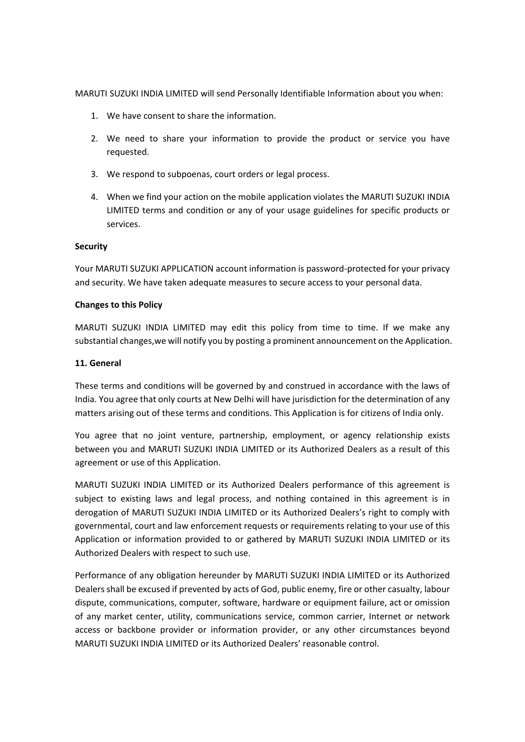MARUTI SUZUKI INDIA LIMITED will send Personally Identifiable Information about you when:

1. We have consent to share the information.
2. We need to share your information to provide the product or service you have requested.
3. We respond to subpoenas, court orders or legal process.
4. When we find your action on the mobile application violates the MARUTI SUZUKI INDIA LIMITED terms and condition or any of your usage guidelines for specific products or services.

**Security**

Your MARUTI SUZUKI APPLICATION account information is password-protected for your privacy and security. We have taken adequate measures to secure access to your personal data.

**Changes to this Policy**

MARUTI SUZUKI INDIA LIMITED may edit this policy from time to time. If we make any substantial changes,we will notify you by posting a prominent announcement on the Application.

**11. General**

These terms and conditions will be governed by and construed in accordance with the laws of India. You agree that only courts at New Delhi will have jurisdiction for the determination of any matters arising out of these terms and conditions. This Application is for citizens of India only.

You agree that no joint venture, partnership, employment, or agency relationship exists between you and MARUTI SUZUKI INDIA LIMITED or its Authorized Dealers as a result of this agreement or use of this Application.

MARUTI SUZUKI INDIA LIMITED or its Authorized Dealers performance of this agreement is subject to existing laws and legal process, and nothing contained in this agreement is in derogation of MARUTI SUZUKI INDIA LIMITED or its Authorized Dealers's right to comply with governmental, court and law enforcement requests or requirements relating to your use of this Application or information provided to or gathered by MARUTI SUZUKI INDIA LIMITED or its Authorized Dealers with respect to such use.

Performance of any obligation hereunder by MARUTI SUZUKI INDIA LIMITED or its Authorized Dealers shall be excused if prevented by acts of God, public enemy, fire or other casualty, labour dispute, communications, computer, software, hardware or equipment failure, act or omission of any market center, utility, communications service, common carrier, Internet or network access or backbone provider or information provider, or any other circumstances beyond MARUTI SUZUKI INDIA LIMITED or its Authorized Dealers' reasonable control.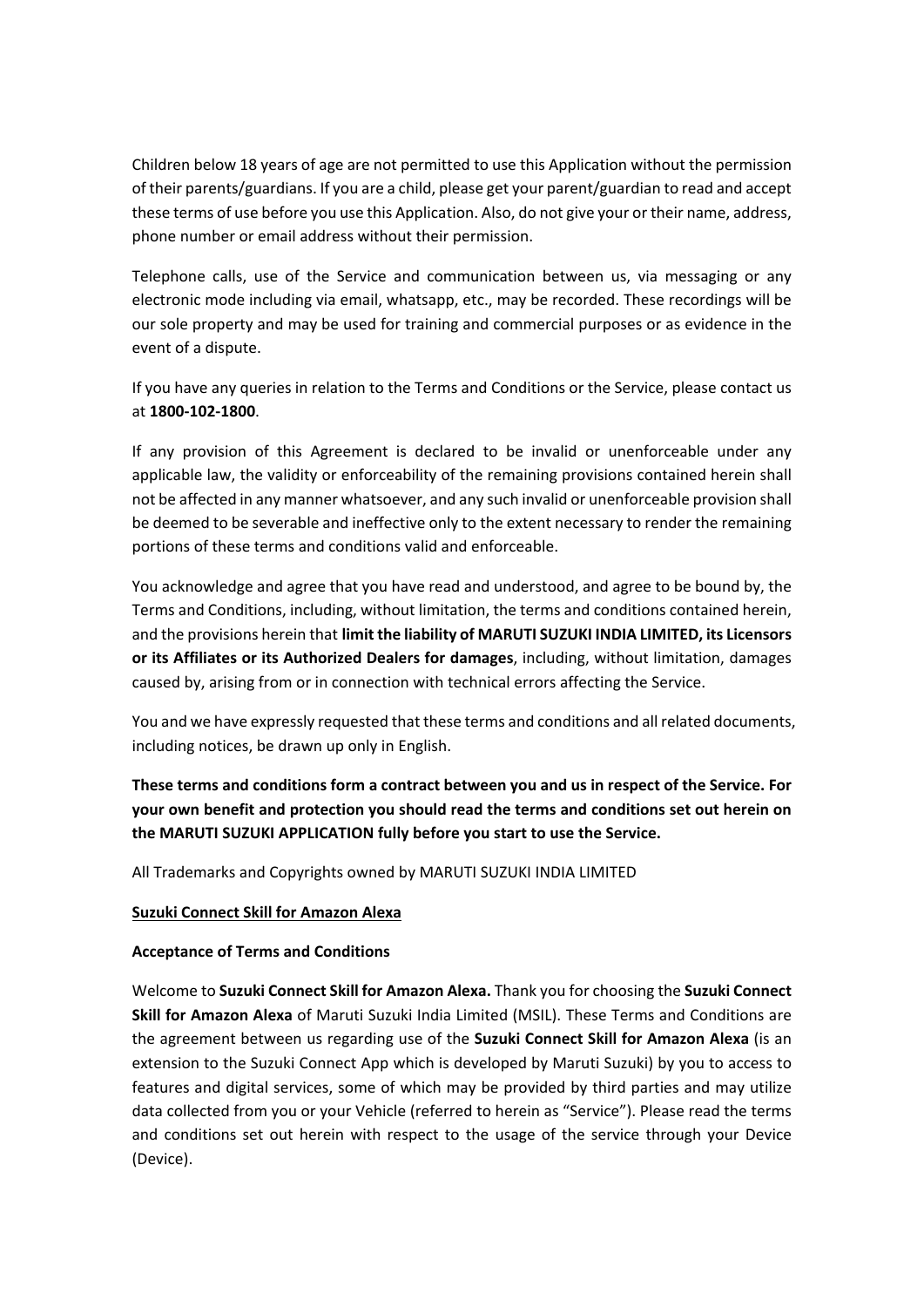Children below 18 years of age are not permitted to use this Application without the permission of their parents/guardians. If you are a child, please get your parent/guardian to read and accept these terms of use before you use this Application. Also, do not give your or their name, address, phone number or email address without their permission.

Telephone calls, use of the Service and communication between us, via messaging or any electronic mode including via email, whatsapp, etc., may be recorded. These recordings will be our sole property and may be used for training and commercial purposes or as evidence in the event of a dispute.

If you have any queries in relation to the Terms and Conditions or the Service, please contact us at **1800-102-1800**.

If any provision of this Agreement is declared to be invalid or unenforceable under any applicable law, the validity or enforceability of the remaining provisions contained herein shall not be affected in any manner whatsoever, and any such invalid or unenforceable provision shall be deemed to be severable and ineffective only to the extent necessary to render the remaining portions of these terms and conditions valid and enforceable.

You acknowledge and agree that you have read and understood, and agree to be bound by, the Terms and Conditions, including, without limitation, the terms and conditions contained herein, and the provisions herein that **limit the liability of MARUTI SUZUKI INDIA LIMITED, its Licensors or its Affiliates or its Authorized Dealers for damages**, including, without limitation, damages caused by, arising from or in connection with technical errors affecting the Service.

You and we have expressly requested that these terms and conditions and all related documents, including notices, be drawn up only in English.

**These terms and conditions form a contract between you and us in respect of the Service. For your own benefit and protection you should read the terms and conditions set out herein on the MARUTI SUZUKI APPLICATION fully before you start to use the Service.**

All Trademarks and Copyrights owned by MARUTI SUZUKI INDIA LIMITED

**Suzuki Connect Skill for Amazon Alexa**

**Acceptance of Terms and Conditions**

Welcome to **Suzuki Connect Skill for Amazon Alexa.** Thank you for choosing the **Suzuki Connect Skill for Amazon Alexa** of Maruti Suzuki India Limited (MSIL). These Terms and Conditions are the agreement between us regarding use of the **Suzuki Connect Skill for Amazon Alexa** (is an extension to the Suzuki Connect App which is developed by Maruti Suzuki) by you to access to features and digital services, some of which may be provided by third parties and may utilize data collected from you or your Vehicle (referred to herein as "Service"). Please read the terms and conditions set out herein with respect to the usage of the service through your Device (Device).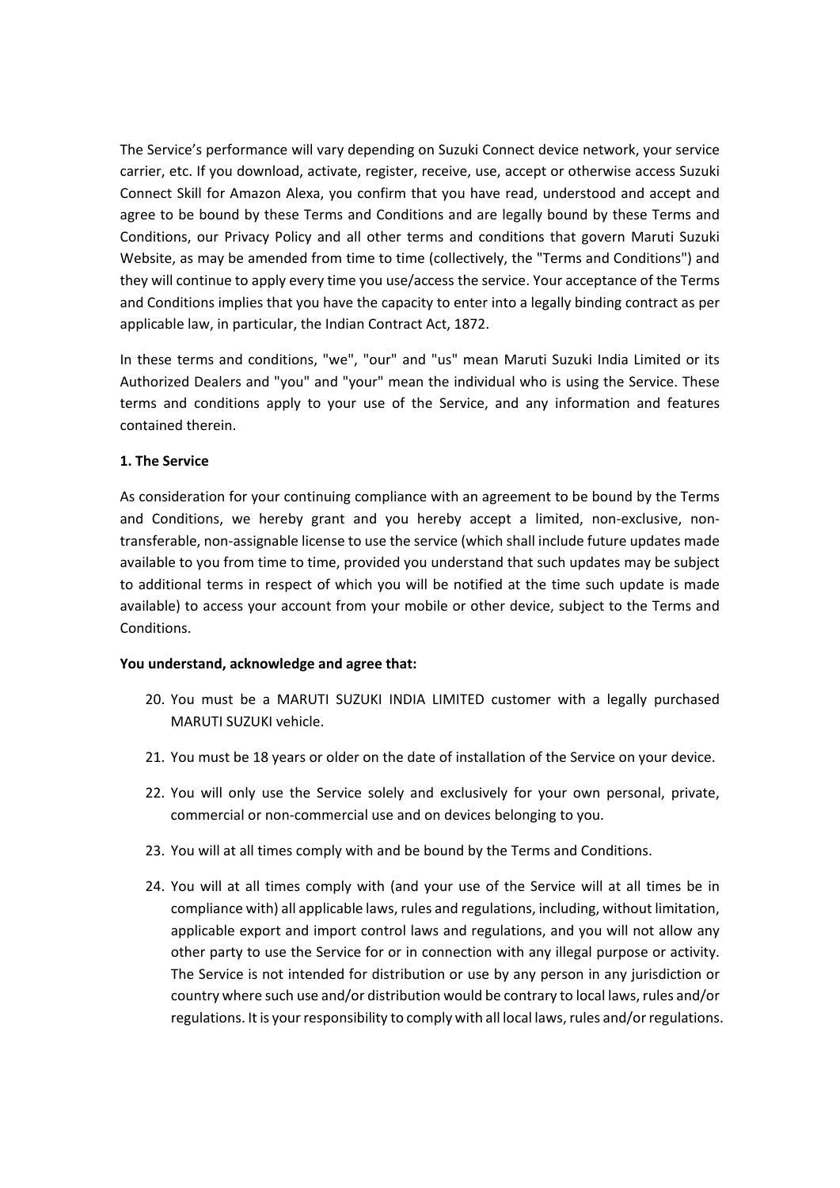The Service's performance will vary depending on Suzuki Connect device network, your service carrier, etc. If you download, activate, register, receive, use, accept or otherwise access Suzuki Connect Skill for Amazon Alexa, you confirm that you have read, understood and accept and agree to be bound by these Terms and Conditions and are legally bound by these Terms and Conditions, our Privacy Policy and all other terms and conditions that govern Maruti Suzuki Website, as may be amended from time to time (collectively, the "Terms and Conditions") and they will continue to apply every time you use/access the service. Your acceptance of the Terms and Conditions implies that you have the capacity to enter into a legally binding contract as per applicable law, in particular, the Indian Contract Act, 1872.

In these terms and conditions, "we", "our" and "us" mean Maruti Suzuki India Limited or its Authorized Dealers and "you" and "your" mean the individual who is using the Service. These terms and conditions apply to your use of the Service, and any information and features contained therein.

**1. The Service**

As consideration for your continuing compliance with an agreement to be bound by the Terms and Conditions, we hereby grant and you hereby accept a limited, non-exclusive, non-transferable, non-assignable license to use the service (which shall include future updates made available to you from time to time, provided you understand that such updates may be subject to additional terms in respect of which you will be notified at the time such update is made available) to access your account from your mobile or other device, subject to the Terms and Conditions.

**You understand, acknowledge and agree that:**

20. You must be a MARUTI SUZUKI INDIA LIMITED customer with a legally purchased MARUTI SUZUKI vehicle.
21. You must be 18 years or older on the date of installation of the Service on your device.
22. You will only use the Service solely and exclusively for your own personal, private, commercial or non-commercial use and on devices belonging to you.
23. You will at all times comply with and be bound by the Terms and Conditions.
24. You will at all times comply with (and your use of the Service will at all times be in compliance with) all applicable laws, rules and regulations, including, without limitation, applicable export and import control laws and regulations, and you will not allow any other party to use the Service for or in connection with any illegal purpose or activity. The Service is not intended for distribution or use by any person in any jurisdiction or country where such use and/or distribution would be contrary to local laws, rules and/or regulations. It is your responsibility to comply with all local laws, rules and/or regulations.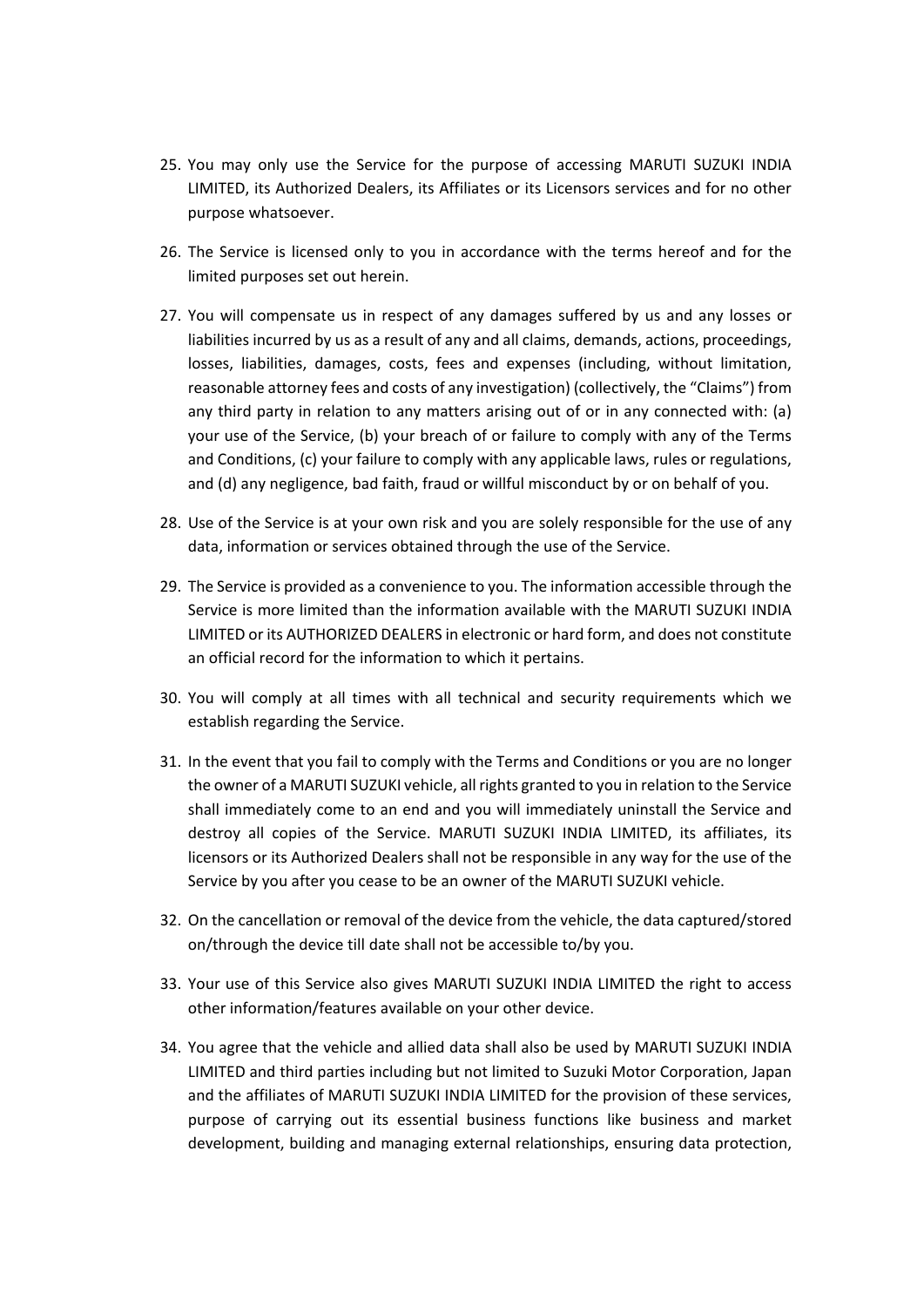25. You may only use the Service for the purpose of accessing MARUTI SUZUKI INDIA LIMITED, its Authorized Dealers, its Affiliates or its Licensors services and for no other purpose whatsoever.

26. The Service is licensed only to you in accordance with the terms hereof and for the limited purposes set out herein.

27. You will compensate us in respect of any damages suffered by us and any losses or liabilities incurred by us as a result of any and all claims, demands, actions, proceedings, losses, liabilities, damages, costs, fees and expenses (including, without limitation, reasonable attorney fees and costs of any investigation) (collectively, the "Claims") from any third party in relation to any matters arising out of or in any connected with: (a) your use of the Service, (b) your breach of or failure to comply with any of the Terms and Conditions, (c) your failure to comply with any applicable laws, rules or regulations, and (d) any negligence, bad faith, fraud or willful misconduct by or on behalf of you.

28. Use of the Service is at your own risk and you are solely responsible for the use of any data, information or services obtained through the use of the Service.

29. The Service is provided as a convenience to you. The information accessible through the Service is more limited than the information available with the MARUTI SUZUKI INDIA LIMITED or its AUTHORIZED DEALERS in electronic or hard form, and does not constitute an official record for the information to which it pertains.

30. You will comply at all times with all technical and security requirements which we establish regarding the Service.

31. In the event that you fail to comply with the Terms and Conditions or you are no longer the owner of a MARUTI SUZUKI vehicle, all rights granted to you in relation to the Service shall immediately come to an end and you will immediately uninstall the Service and destroy all copies of the Service. MARUTI SUZUKI INDIA LIMITED, its affiliates, its licensors or its Authorized Dealers shall not be responsible in any way for the use of the Service by you after you cease to be an owner of the MARUTI SUZUKI vehicle.

32. On the cancellation or removal of the device from the vehicle, the data captured/stored on/through the device till date shall not be accessible to/by you.

33. Your use of this Service also gives MARUTI SUZUKI INDIA LIMITED the right to access other information/features available on your other device.

34. You agree that the vehicle and allied data shall also be used by MARUTI SUZUKI INDIA LIMITED and third parties including but not limited to Suzuki Motor Corporation, Japan and the affiliates of MARUTI SUZUKI INDIA LIMITED for the provision of these services, purpose of carrying out its essential business functions like business and market development, building and managing external relationships, ensuring data protection,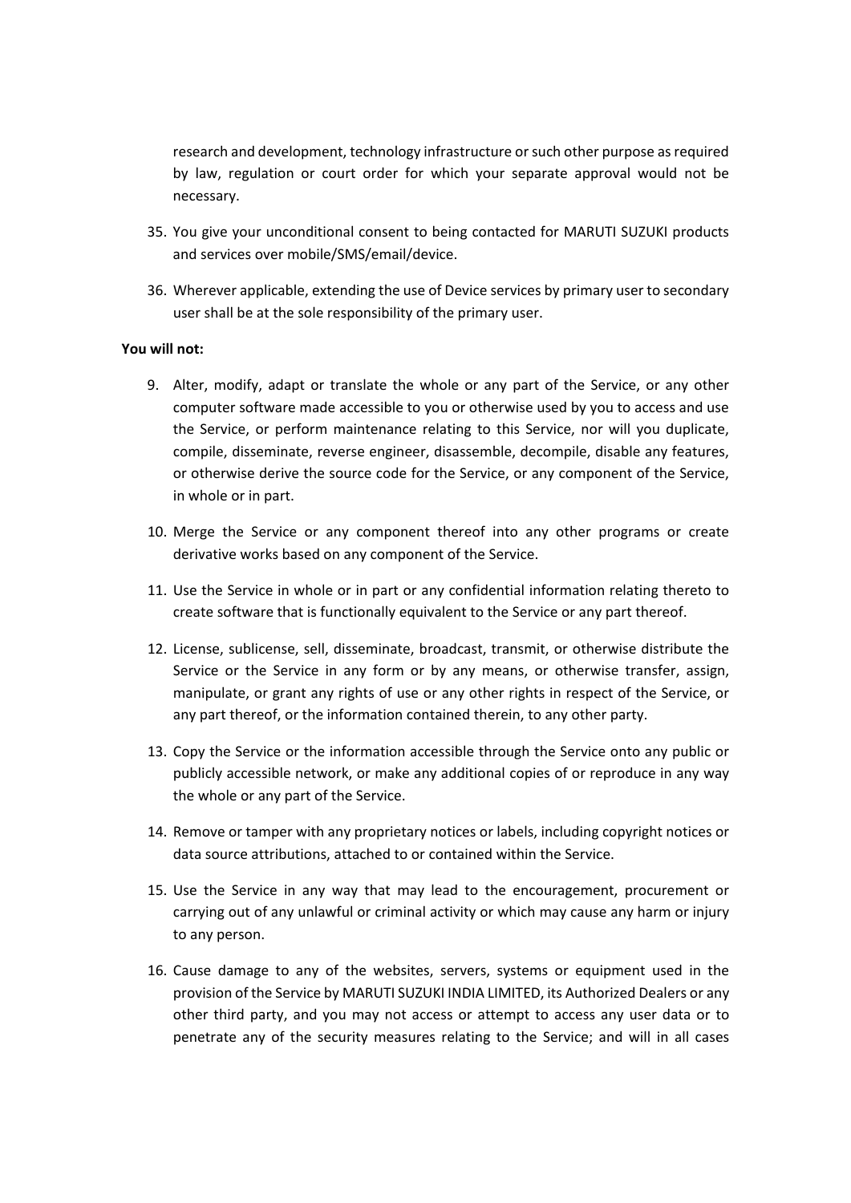research and development, technology infrastructure or such other purpose as required by law, regulation or court order for which your separate approval would not be necessary.

35. You give your unconditional consent to being contacted for MARUTI SUZUKI products and services over mobile/SMS/email/device.

36. Wherever applicable, extending the use of Device services by primary user to secondary user shall be at the sole responsibility of the primary user.

**You will not:**

9. Alter, modify, adapt or translate the whole or any part of the Service, or any other computer software made accessible to you or otherwise used by you to access and use the Service, or perform maintenance relating to this Service, nor will you duplicate, compile, disseminate, reverse engineer, disassemble, decompile, disable any features, or otherwise derive the source code for the Service, or any component of the Service, in whole or in part.

10. Merge the Service or any component thereof into any other programs or create derivative works based on any component of the Service.

11. Use the Service in whole or in part or any confidential information relating thereto to create software that is functionally equivalent to the Service or any part thereof.

12. License, sublicense, sell, disseminate, broadcast, transmit, or otherwise distribute the Service or the Service in any form or by any means, or otherwise transfer, assign, manipulate, or grant any rights of use or any other rights in respect of the Service, or any part thereof, or the information contained therein, to any other party.

13. Copy the Service or the information accessible through the Service onto any public or publicly accessible network, or make any additional copies of or reproduce in any way the whole or any part of the Service.

14. Remove or tamper with any proprietary notices or labels, including copyright notices or data source attributions, attached to or contained within the Service.

15. Use the Service in any way that may lead to the encouragement, procurement or carrying out of any unlawful or criminal activity or which may cause any harm or injury to any person.

16. Cause damage to any of the websites, servers, systems or equipment used in the provision of the Service by MARUTI SUZUKI INDIA LIMITED, its Authorized Dealers or any other third party, and you may not access or attempt to access any user data or to penetrate any of the security measures relating to the Service; and will in all cases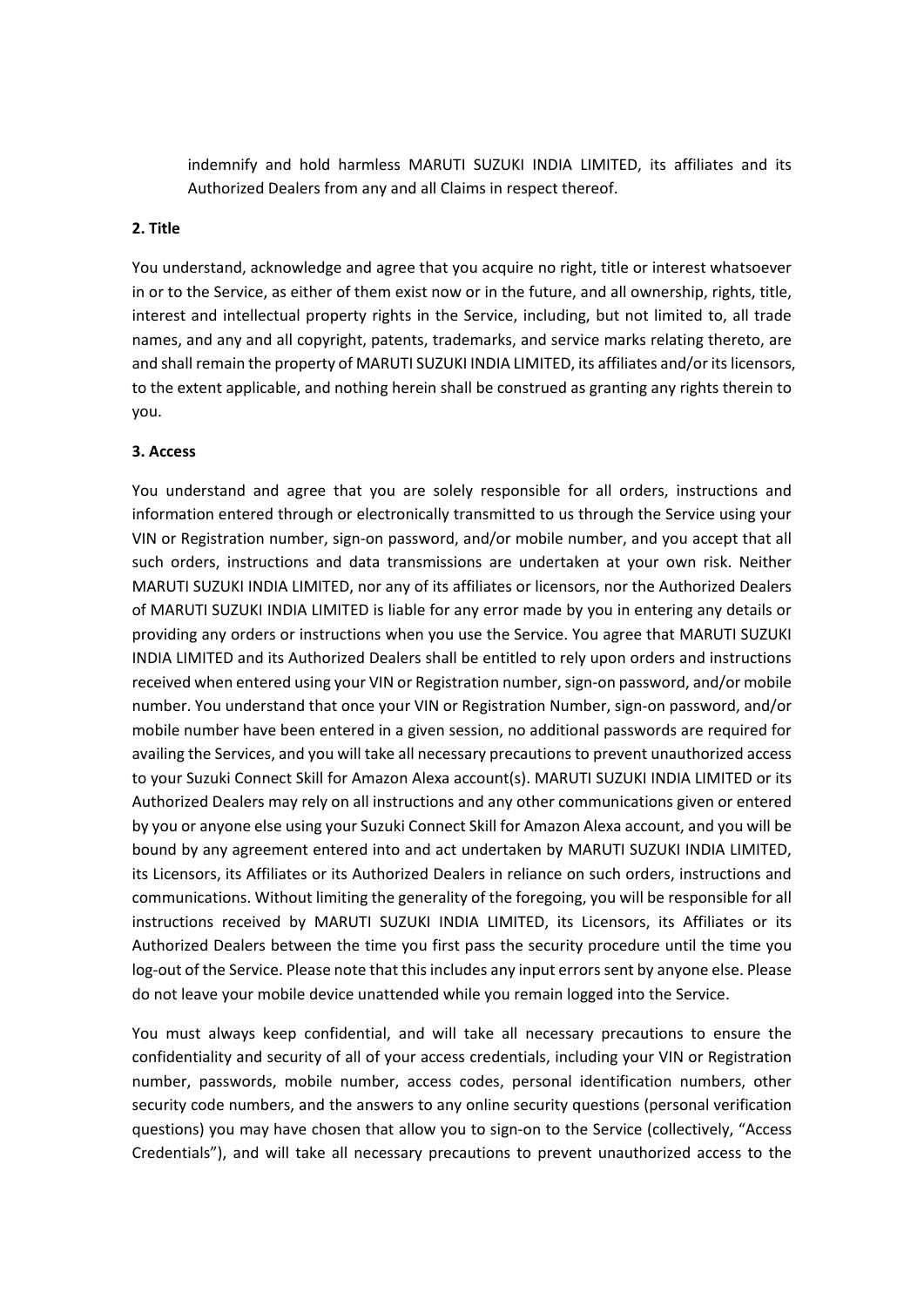indemnify and hold harmless MARUTI SUZUKI INDIA LIMITED, its affiliates and its Authorized Dealers from any and all Claims in respect thereof.

**2. Title**

You understand, acknowledge and agree that you acquire no right, title or interest whatsoever in or to the Service, as either of them exist now or in the future, and all ownership, rights, title, interest and intellectual property rights in the Service, including, but not limited to, all trade names, and any and all copyright, patents, trademarks, and service marks relating thereto, are and shall remain the property of MARUTI SUZUKI INDIA LIMITED, its affiliates and/or its licensors, to the extent applicable, and nothing herein shall be construed as granting any rights therein to you.

**3. Access**

You understand and agree that you are solely responsible for all orders, instructions and information entered through or electronically transmitted to us through the Service using your VIN or Registration number, sign-on password, and/or mobile number, and you accept that all such orders, instructions and data transmissions are undertaken at your own risk. Neither MARUTI SUZUKI INDIA LIMITED, nor any of its affiliates or licensors, nor the Authorized Dealers of MARUTI SUZUKI INDIA LIMITED is liable for any error made by you in entering any details or providing any orders or instructions when you use the Service. You agree that MARUTI SUZUKI INDIA LIMITED and its Authorized Dealers shall be entitled to rely upon orders and instructions received when entered using your VIN or Registration number, sign-on password, and/or mobile number. You understand that once your VIN or Registration Number, sign-on password, and/or mobile number have been entered in a given session, no additional passwords are required for availing the Services, and you will take all necessary precautions to prevent unauthorized access to your Suzuki Connect Skill for Amazon Alexa account(s). MARUTI SUZUKI INDIA LIMITED or its Authorized Dealers may rely on all instructions and any other communications given or entered by you or anyone else using your Suzuki Connect Skill for Amazon Alexa account, and you will be bound by any agreement entered into and act undertaken by MARUTI SUZUKI INDIA LIMITED, its Licensors, its Affiliates or its Authorized Dealers in reliance on such orders, instructions and communications. Without limiting the generality of the foregoing, you will be responsible for all instructions received by MARUTI SUZUKI INDIA LIMITED, its Licensors, its Affiliates or its Authorized Dealers between the time you first pass the security procedure until the time you log-out of the Service. Please note that this includes any input errors sent by anyone else. Please do not leave your mobile device unattended while you remain logged into the Service.

You must always keep confidential, and will take all necessary precautions to ensure the confidentiality and security of all of your access credentials, including your VIN or Registration number, passwords, mobile number, access codes, personal identification numbers, other security code numbers, and the answers to any online security questions (personal verification questions) you may have chosen that allow you to sign-on to the Service (collectively, "Access Credentials"), and will take all necessary precautions to prevent unauthorized access to the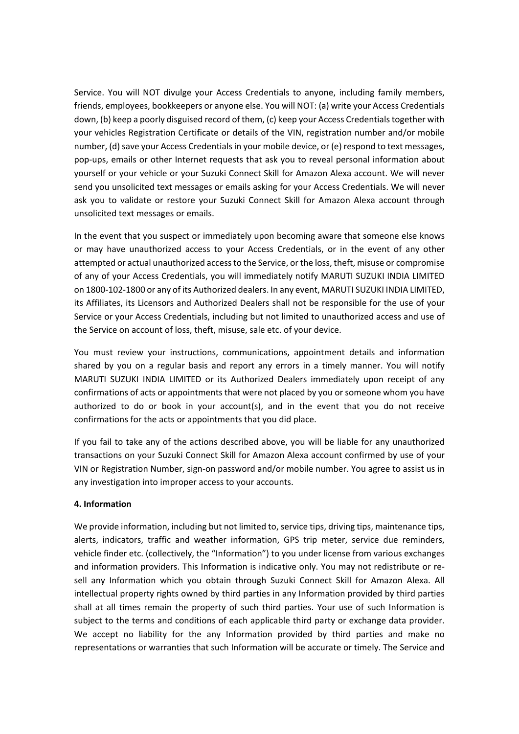Service. You will NOT divulge your Access Credentials to anyone, including family members, friends, employees, bookkeepers or anyone else. You will NOT: (a) write your Access Credentials down, (b) keep a poorly disguised record of them, (c) keep your Access Credentials together with your vehicles Registration Certificate or details of the VIN, registration number and/or mobile number, (d) save your Access Credentials in your mobile device, or (e) respond to text messages, pop-ups, emails or other Internet requests that ask you to reveal personal information about yourself or your vehicle or your Suzuki Connect Skill for Amazon Alexa account. We will never send you unsolicited text messages or emails asking for your Access Credentials. We will never ask you to validate or restore your Suzuki Connect Skill for Amazon Alexa account through unsolicited text messages or emails.

In the event that you suspect or immediately upon becoming aware that someone else knows or may have unauthorized access to your Access Credentials, or in the event of any other attempted or actual unauthorized access to the Service, or the loss, theft, misuse or compromise of any of your Access Credentials, you will immediately notify MARUTI SUZUKI INDIA LIMITED on 1800-102-1800 or any of its Authorized dealers. In any event, MARUTI SUZUKI INDIA LIMITED, its Affiliates, its Licensors and Authorized Dealers shall not be responsible for the use of your Service or your Access Credentials, including but not limited to unauthorized access and use of the Service on account of loss, theft, misuse, sale etc. of your device.

You must review your instructions, communications, appointment details and information shared by you on a regular basis and report any errors in a timely manner. You will notify MARUTI SUZUKI INDIA LIMITED or its Authorized Dealers immediately upon receipt of any confirmations of acts or appointments that were not placed by you or someone whom you have authorized to do or book in your account(s), and in the event that you do not receive confirmations for the acts or appointments that you did place.

If you fail to take any of the actions described above, you will be liable for any unauthorized transactions on your Suzuki Connect Skill for Amazon Alexa account confirmed by use of your VIN or Registration Number, sign-on password and/or mobile number. You agree to assist us in any investigation into improper access to your accounts.

**4. Information**

We provide information, including but not limited to, service tips, driving tips, maintenance tips, alerts, indicators, traffic and weather information, GPS trip meter, service due reminders, vehicle finder etc. (collectively, the "Information") to you under license from various exchanges and information providers. This Information is indicative only. You may not redistribute or re-sell any Information which you obtain through Suzuki Connect Skill for Amazon Alexa. All intellectual property rights owned by third parties in any Information provided by third parties shall at all times remain the property of such third parties. Your use of such Information is subject to the terms and conditions of each applicable third party or exchange data provider. We accept no liability for the any Information provided by third parties and make no representations or warranties that such Information will be accurate or timely. The Service and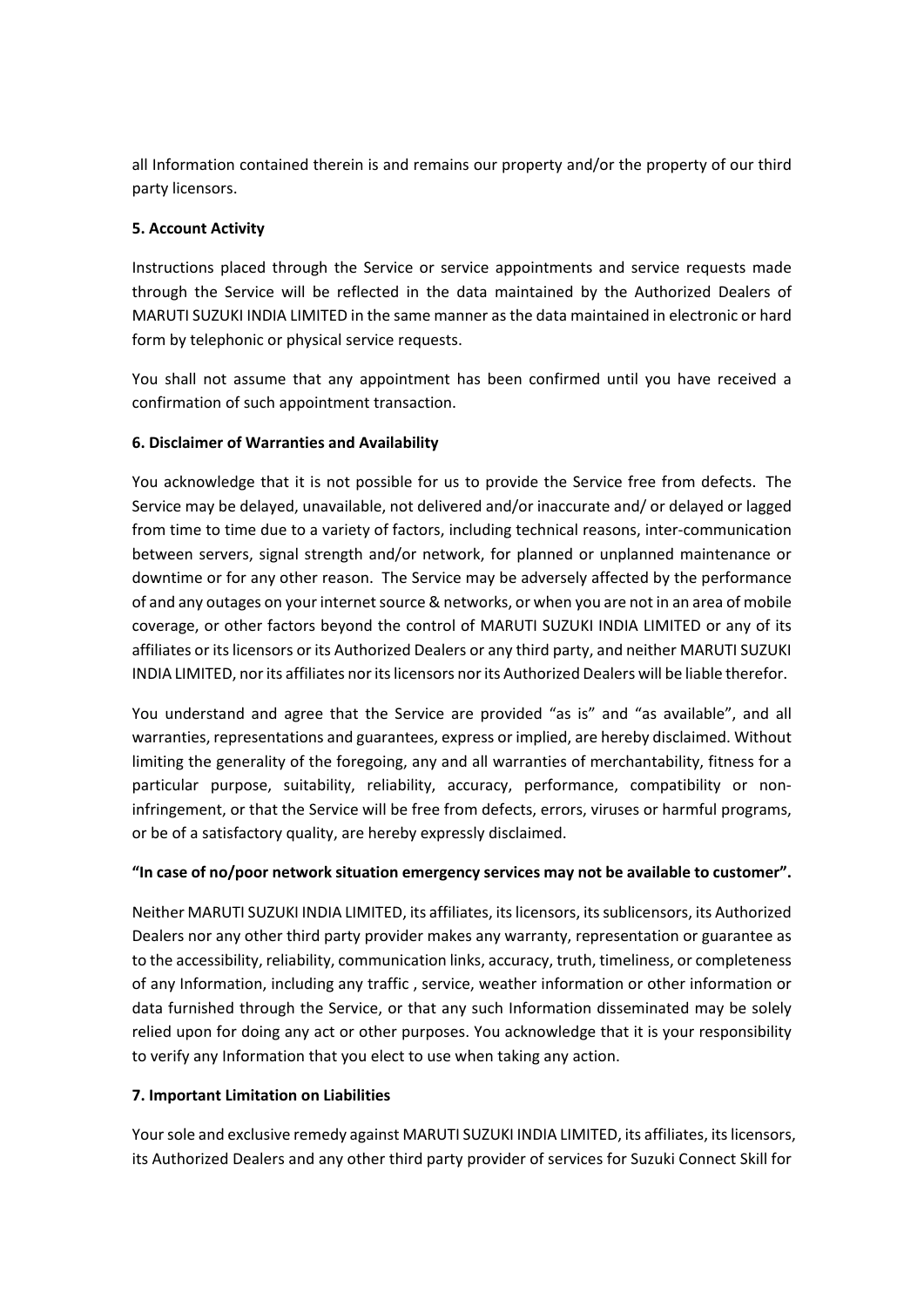all Information contained therein is and remains our property and/or the property of our third party licensors.

**5. Account Activity**

Instructions placed through the Service or service appointments and service requests made through the Service will be reflected in the data maintained by the Authorized Dealers of MARUTI SUZUKI INDIA LIMITED in the same manner as the data maintained in electronic or hard form by telephonic or physical service requests.

You shall not assume that any appointment has been confirmed until you have received a confirmation of such appointment transaction.

**6. Disclaimer of Warranties and Availability**

You acknowledge that it is not possible for us to provide the Service free from defects. The Service may be delayed, unavailable, not delivered and/or inaccurate and/ or delayed or lagged from time to time due to a variety of factors, including technical reasons, inter-communication between servers, signal strength and/or network, for planned or unplanned maintenance or downtime or for any other reason. The Service may be adversely affected by the performance of and any outages on your internet source & networks, or when you are not in an area of mobile coverage, or other factors beyond the control of MARUTI SUZUKI INDIA LIMITED or any of its affiliates or its licensors or its Authorized Dealers or any third party, and neither MARUTI SUZUKI INDIA LIMITED, nor its affiliates nor its licensors nor its Authorized Dealers will be liable therefor.

You understand and agree that the Service are provided "as is" and "as available", and all warranties, representations and guarantees, express or implied, are hereby disclaimed. Without limiting the generality of the foregoing, any and all warranties of merchantability, fitness for a particular purpose, suitability, reliability, accuracy, performance, compatibility or non-infringement, or that the Service will be free from defects, errors, viruses or harmful programs, or be of a satisfactory quality, are hereby expressly disclaimed.

**"In case of no/poor network situation emergency services may not be available to customer".**

Neither MARUTI SUZUKI INDIA LIMITED, its affiliates, its licensors, its sublicensors, its Authorized Dealers nor any other third party provider makes any warranty, representation or guarantee as to the accessibility, reliability, communication links, accuracy, truth, timeliness, or completeness of any Information, including any traffic , service, weather information or other information or data furnished through the Service, or that any such Information disseminated may be solely relied upon for doing any act or other purposes. You acknowledge that it is your responsibility to verify any Information that you elect to use when taking any action.

**7. Important Limitation on Liabilities**

Your sole and exclusive remedy against MARUTI SUZUKI INDIA LIMITED, its affiliates, its licensors, its Authorized Dealers and any other third party provider of services for Suzuki Connect Skill for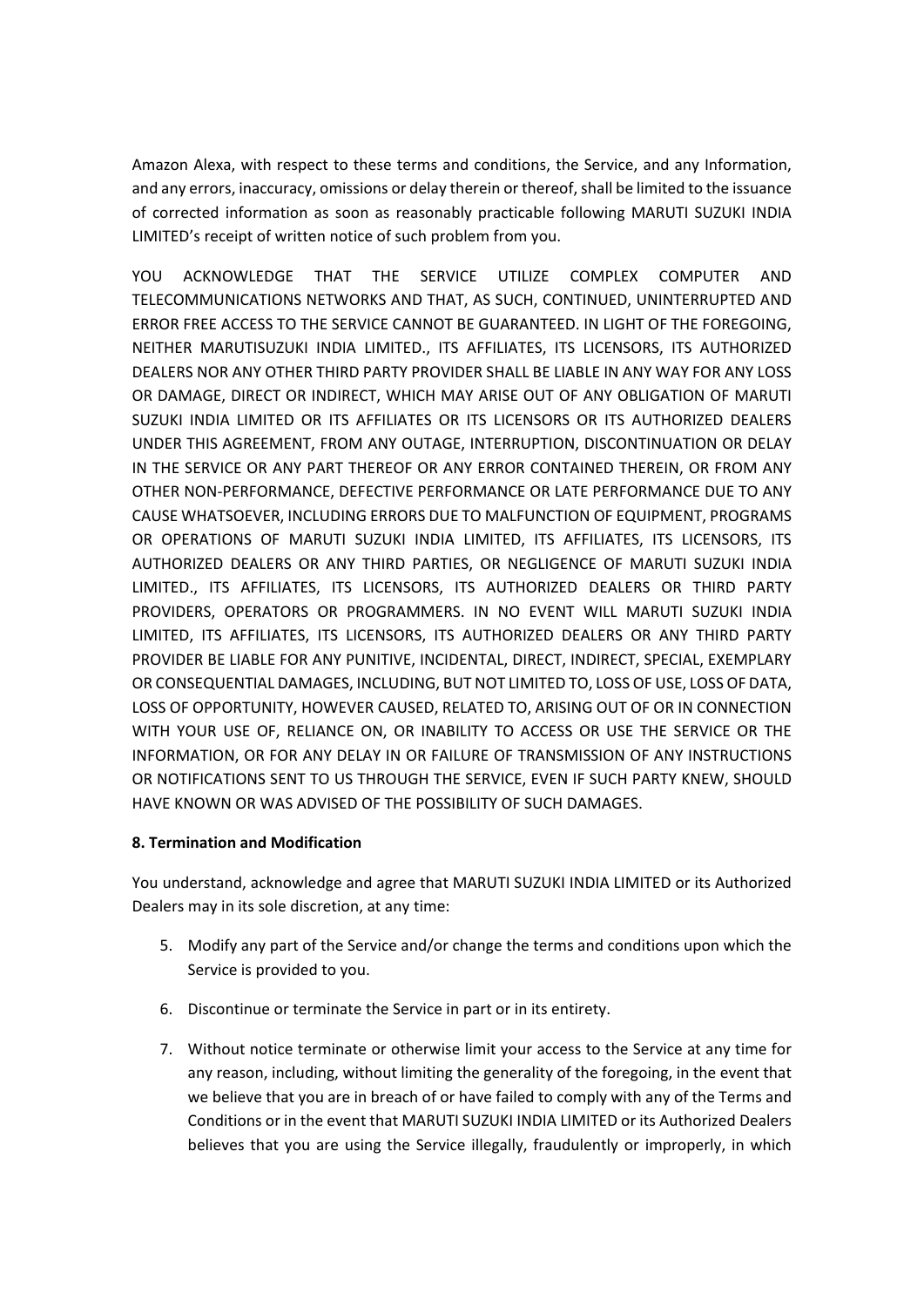Amazon Alexa, with respect to these terms and conditions, the Service, and any Information, and any errors, inaccuracy, omissions or delay therein or thereof, shall be limited to the issuance of corrected information as soon as reasonably practicable following MARUTI SUZUKI INDIA LIMITED's receipt of written notice of such problem from you.

YOU ACKNOWLEDGE THAT THE SERVICE UTILIZE COMPLEX COMPUTER AND TELECOMMUNICATIONS NETWORKS AND THAT, AS SUCH, CONTINUED, UNINTERRUPTED AND ERROR FREE ACCESS TO THE SERVICE CANNOT BE GUARANTEED. IN LIGHT OF THE FOREGOING, NEITHER MARUTISUZUKI INDIA LIMITED., ITS AFFILIATES, ITS LICENSORS, ITS AUTHORIZED DEALERS NOR ANY OTHER THIRD PARTY PROVIDER SHALL BE LIABLE IN ANY WAY FOR ANY LOSS OR DAMAGE, DIRECT OR INDIRECT, WHICH MAY ARISE OUT OF ANY OBLIGATION OF MARUTI SUZUKI INDIA LIMITED OR ITS AFFILIATES OR ITS LICENSORS OR ITS AUTHORIZED DEALERS UNDER THIS AGREEMENT, FROM ANY OUTAGE, INTERRUPTION, DISCONTINUATION OR DELAY IN THE SERVICE OR ANY PART THEREOF OR ANY ERROR CONTAINED THEREIN, OR FROM ANY OTHER NON-PERFORMANCE, DEFECTIVE PERFORMANCE OR LATE PERFORMANCE DUE TO ANY CAUSE WHATSOEVER, INCLUDING ERRORS DUE TO MALFUNCTION OF EQUIPMENT, PROGRAMS OR OPERATIONS OF MARUTI SUZUKI INDIA LIMITED, ITS AFFILIATES, ITS LICENSORS, ITS AUTHORIZED DEALERS OR ANY THIRD PARTIES, OR NEGLIGENCE OF MARUTI SUZUKI INDIA LIMITED., ITS AFFILIATES, ITS LICENSORS, ITS AUTHORIZED DEALERS OR THIRD PARTY PROVIDERS, OPERATORS OR PROGRAMMERS. IN NO EVENT WILL MARUTI SUZUKI INDIA LIMITED, ITS AFFILIATES, ITS LICENSORS, ITS AUTHORIZED DEALERS OR ANY THIRD PARTY PROVIDER BE LIABLE FOR ANY PUNITIVE, INCIDENTAL, DIRECT, INDIRECT, SPECIAL, EXEMPLARY OR CONSEQUENTIAL DAMAGES, INCLUDING, BUT NOT LIMITED TO, LOSS OF USE, LOSS OF DATA, LOSS OF OPPORTUNITY, HOWEVER CAUSED, RELATED TO, ARISING OUT OF OR IN CONNECTION WITH YOUR USE OF, RELIANCE ON, OR INABILITY TO ACCESS OR USE THE SERVICE OR THE INFORMATION, OR FOR ANY DELAY IN OR FAILURE OF TRANSMISSION OF ANY INSTRUCTIONS OR NOTIFICATIONS SENT TO US THROUGH THE SERVICE, EVEN IF SUCH PARTY KNEW, SHOULD HAVE KNOWN OR WAS ADVISED OF THE POSSIBILITY OF SUCH DAMAGES.

**8. Termination and Modification**

You understand, acknowledge and agree that MARUTI SUZUKI INDIA LIMITED or its Authorized Dealers may in its sole discretion, at any time:

5. Modify any part of the Service and/or change the terms and conditions upon which the Service is provided to you.
6. Discontinue or terminate the Service in part or in its entirety.
7. Without notice terminate or otherwise limit your access to the Service at any time for any reason, including, without limiting the generality of the foregoing, in the event that we believe that you are in breach of or have failed to comply with any of the Terms and Conditions or in the event that MARUTI SUZUKI INDIA LIMITED or its Authorized Dealers believes that you are using the Service illegally, fraudulently or improperly, in which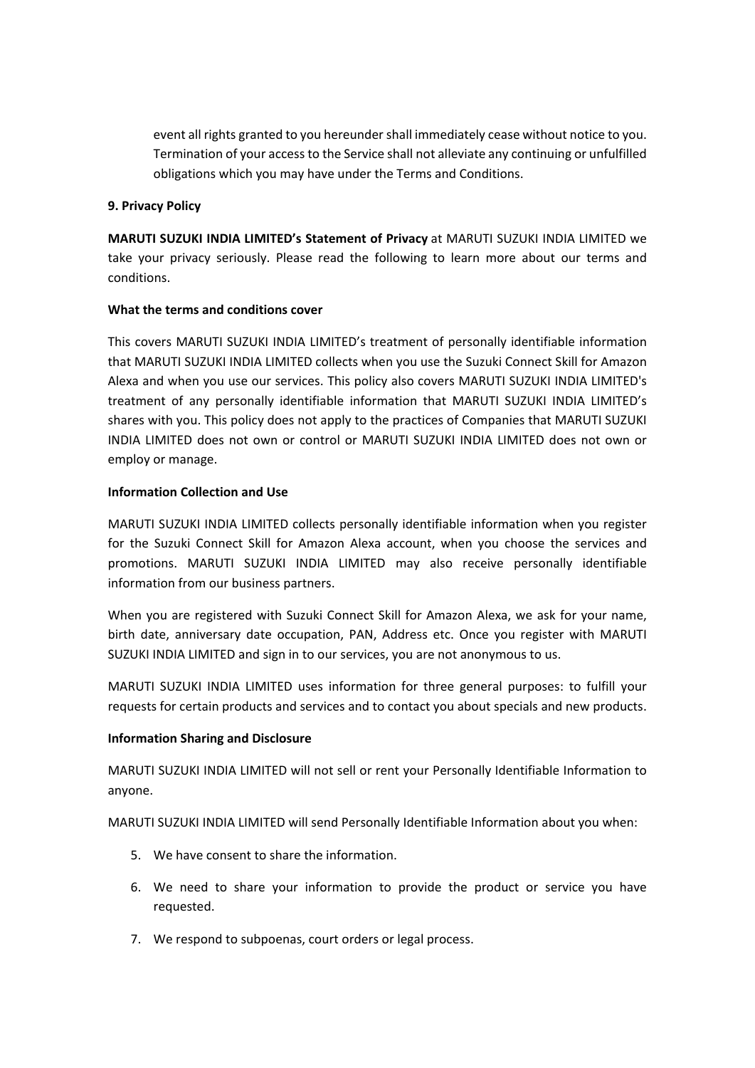event all rights granted to you hereunder shall immediately cease without notice to you. Termination of your access to the Service shall not alleviate any continuing or unfulfilled obligations which you may have under the Terms and Conditions.

**9. Privacy Policy**

**MARUTI SUZUKI INDIA LIMITED's Statement of Privacy** at MARUTI SUZUKI INDIA LIMITED we take your privacy seriously. Please read the following to learn more about our terms and conditions.

**What the terms and conditions cover**

This covers MARUTI SUZUKI INDIA LIMITED's treatment of personally identifiable information that MARUTI SUZUKI INDIA LIMITED collects when you use the Suzuki Connect Skill for Amazon Alexa and when you use our services. This policy also covers MARUTI SUZUKI INDIA LIMITED's treatment of any personally identifiable information that MARUTI SUZUKI INDIA LIMITED's shares with you. This policy does not apply to the practices of Companies that MARUTI SUZUKI INDIA LIMITED does not own or control or MARUTI SUZUKI INDIA LIMITED does not own or employ or manage.

**Information Collection and Use**

MARUTI SUZUKI INDIA LIMITED collects personally identifiable information when you register for the Suzuki Connect Skill for Amazon Alexa account, when you choose the services and promotions. MARUTI SUZUKI INDIA LIMITED may also receive personally identifiable information from our business partners.

When you are registered with Suzuki Connect Skill for Amazon Alexa, we ask for your name, birth date, anniversary date occupation, PAN, Address etc. Once you register with MARUTI SUZUKI INDIA LIMITED and sign in to our services, you are not anonymous to us.

MARUTI SUZUKI INDIA LIMITED uses information for three general purposes: to fulfill your requests for certain products and services and to contact you about specials and new products.

**Information Sharing and Disclosure**

MARUTI SUZUKI INDIA LIMITED will not sell or rent your Personally Identifiable Information to anyone.

MARUTI SUZUKI INDIA LIMITED will send Personally Identifiable Information about you when:

5. We have consent to share the information.
6. We need to share your information to provide the product or service you have requested.
7. We respond to subpoenas, court orders or legal process.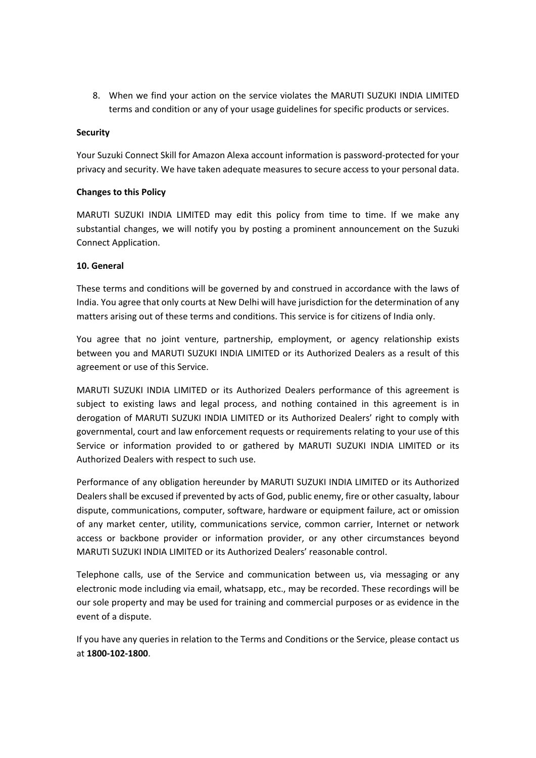8. When we find your action on the service violates the MARUTI SUZUKI INDIA LIMITED terms and condition or any of your usage guidelines for specific products or services.

**Security**

Your Suzuki Connect Skill for Amazon Alexa account information is password-protected for your privacy and security. We have taken adequate measures to secure access to your personal data.

**Changes to this Policy**

MARUTI SUZUKI INDIA LIMITED may edit this policy from time to time. If we make any substantial changes, we will notify you by posting a prominent announcement on the Suzuki Connect Application.

**10. General**

These terms and conditions will be governed by and construed in accordance with the laws of India. You agree that only courts at New Delhi will have jurisdiction for the determination of any matters arising out of these terms and conditions. This service is for citizens of India only.

You agree that no joint venture, partnership, employment, or agency relationship exists between you and MARUTI SUZUKI INDIA LIMITED or its Authorized Dealers as a result of this agreement or use of this Service.

MARUTI SUZUKI INDIA LIMITED or its Authorized Dealers performance of this agreement is subject to existing laws and legal process, and nothing contained in this agreement is in derogation of MARUTI SUZUKI INDIA LIMITED or its Authorized Dealers' right to comply with governmental, court and law enforcement requests or requirements relating to your use of this Service or information provided to or gathered by MARUTI SUZUKI INDIA LIMITED or its Authorized Dealers with respect to such use.

Performance of any obligation hereunder by MARUTI SUZUKI INDIA LIMITED or its Authorized Dealers shall be excused if prevented by acts of God, public enemy, fire or other casualty, labour dispute, communications, computer, software, hardware or equipment failure, act or omission of any market center, utility, communications service, common carrier, Internet or network access or backbone provider or information provider, or any other circumstances beyond MARUTI SUZUKI INDIA LIMITED or its Authorized Dealers' reasonable control.

Telephone calls, use of the Service and communication between us, via messaging or any electronic mode including via email, whatsapp, etc., may be recorded. These recordings will be our sole property and may be used for training and commercial purposes or as evidence in the event of a dispute.

If you have any queries in relation to the Terms and Conditions or the Service, please contact us at **1800-102-1800**.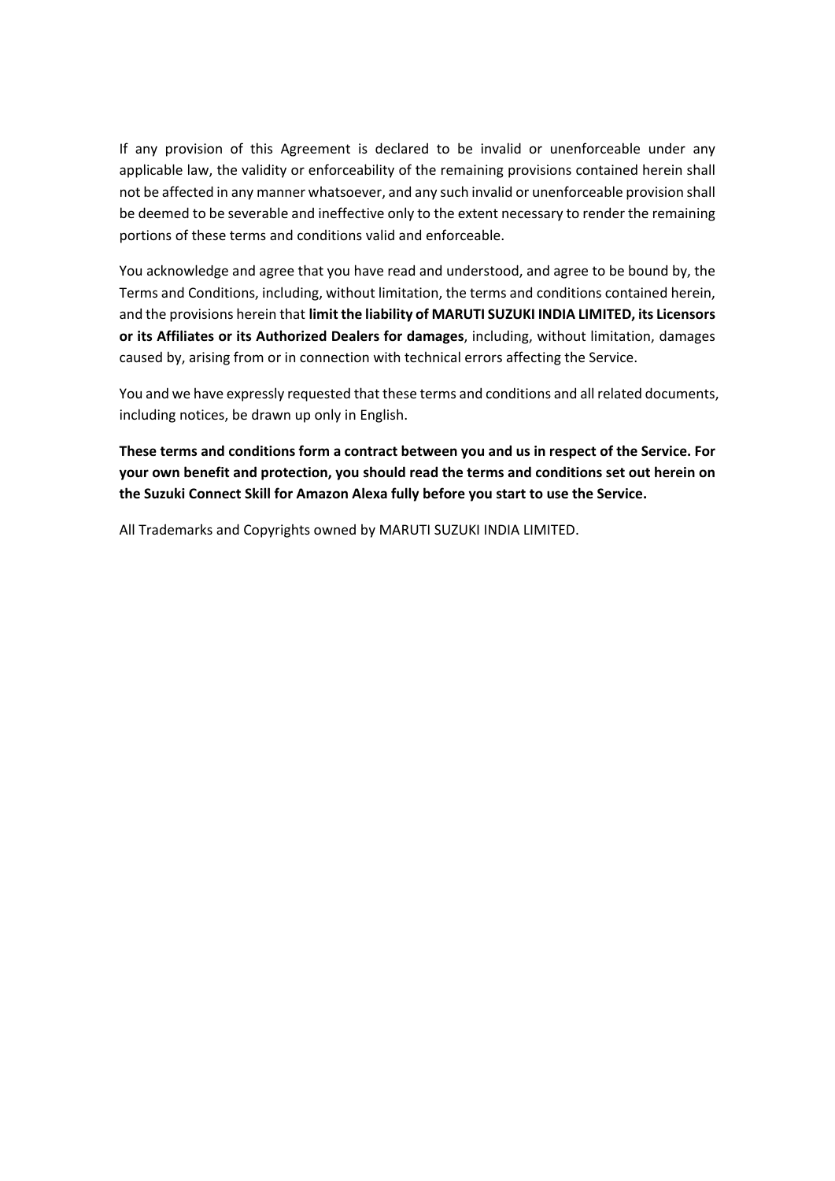If any provision of this Agreement is declared to be invalid or unenforceable under any applicable law, the validity or enforceability of the remaining provisions contained herein shall not be affected in any manner whatsoever, and any such invalid or unenforceable provision shall be deemed to be severable and ineffective only to the extent necessary to render the remaining portions of these terms and conditions valid and enforceable.

You acknowledge and agree that you have read and understood, and agree to be bound by, the Terms and Conditions, including, without limitation, the terms and conditions contained herein, and the provisions herein that **limit the liability of MARUTI SUZUKI INDIA LIMITED, its Licensors or its Affiliates or its Authorized Dealers for damages**, including, without limitation, damages caused by, arising from or in connection with technical errors affecting the Service.

You and we have expressly requested that these terms and conditions and all related documents, including notices, be drawn up only in English.

**These terms and conditions form a contract between you and us in respect of the Service. For your own benefit and protection, you should read the terms and conditions set out herein on the Suzuki Connect Skill for Amazon Alexa fully before you start to use the Service.**

All Trademarks and Copyrights owned by MARUTI SUZUKI INDIA LIMITED.